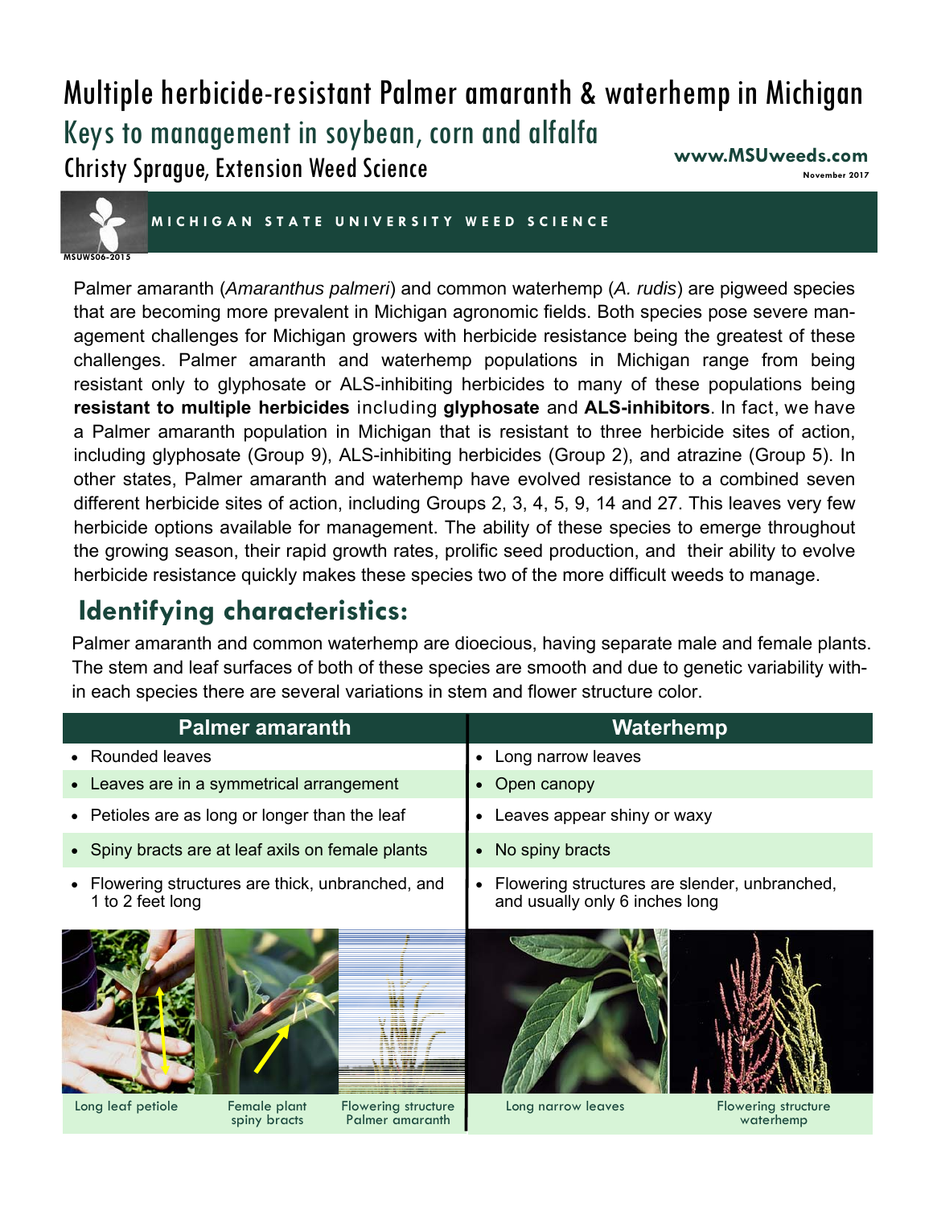# Multiple herbicide-resistant Palmer amaranth & waterhemp in Michigan

## Keys to management in soybean, corn and alfalfa

Christy Sprague, Extension Weed Science

**www.MSUweeds.com**

November 2017

MICHIGAN STATE UNIVERSITY WEED SCIENCE

MSUWS06-2015

Palmer amaranth (*Amaranthus palmeri*) and common waterhemp (*A. rudis*) are pigweed species that are becoming more prevalent in Michigan agronomic fields. Both species pose severe management challenges for Michigan growers with herbicide resistance being the greatest of these challenges. Palmer amaranth and waterhemp populations in Michigan range from being resistant only to glyphosate or ALS-inhibiting herbicides to many of these populations being **resistant to multiple herbicides** including **glyphosate** and **ALS-inhibitors**. In fact, we have a Palmer amaranth population in Michigan that is resistant to three herbicide sites of action, including glyphosate (Group 9), ALS-inhibiting herbicides (Group 2), and atrazine (Group 5). In other states, Palmer amaranth and waterhemp have evolved resistance to a combined seven different herbicide sites of action, including Groups 2, 3, 4, 5, 9, 14 and 27. This leaves very few herbicide options available for management. The ability of these species to emerge throughout the growing season, their rapid growth rates, prolific seed production, and their ability to evolve herbicide resistance quickly makes these species two of the more difficult weeds to manage.

## Identifying characteristics:

Palmer amaranth and common waterhemp are dioecious, having separate male and female plants. The stem and leaf surfaces of both of these species are smooth and due to genetic variability within each species there are several variations in stem and flower structure color.

| Palmer amaranth | Waterhemp |
|---|---|
| • Rounded leaves | • Long narrow leaves |
| • Leaves are in a symmetrical arrangement | • Open canopy |
| • Petioles are as long or longer than the leaf | • Leaves appear shiny or waxy |
| • Spiny bracts are at leaf axils on female plants | • No spiny bracts |
| • Flowering structures are thick, unbranched, and 1 to 2 feet long | • Flowering structures are slender, unbranched, and usually only 6 inches long |

Long leaf petiole

Female plant spiny bracts

Flowering structure Palmer amaranth

Long narrow leaves

Flowering structure waterhemp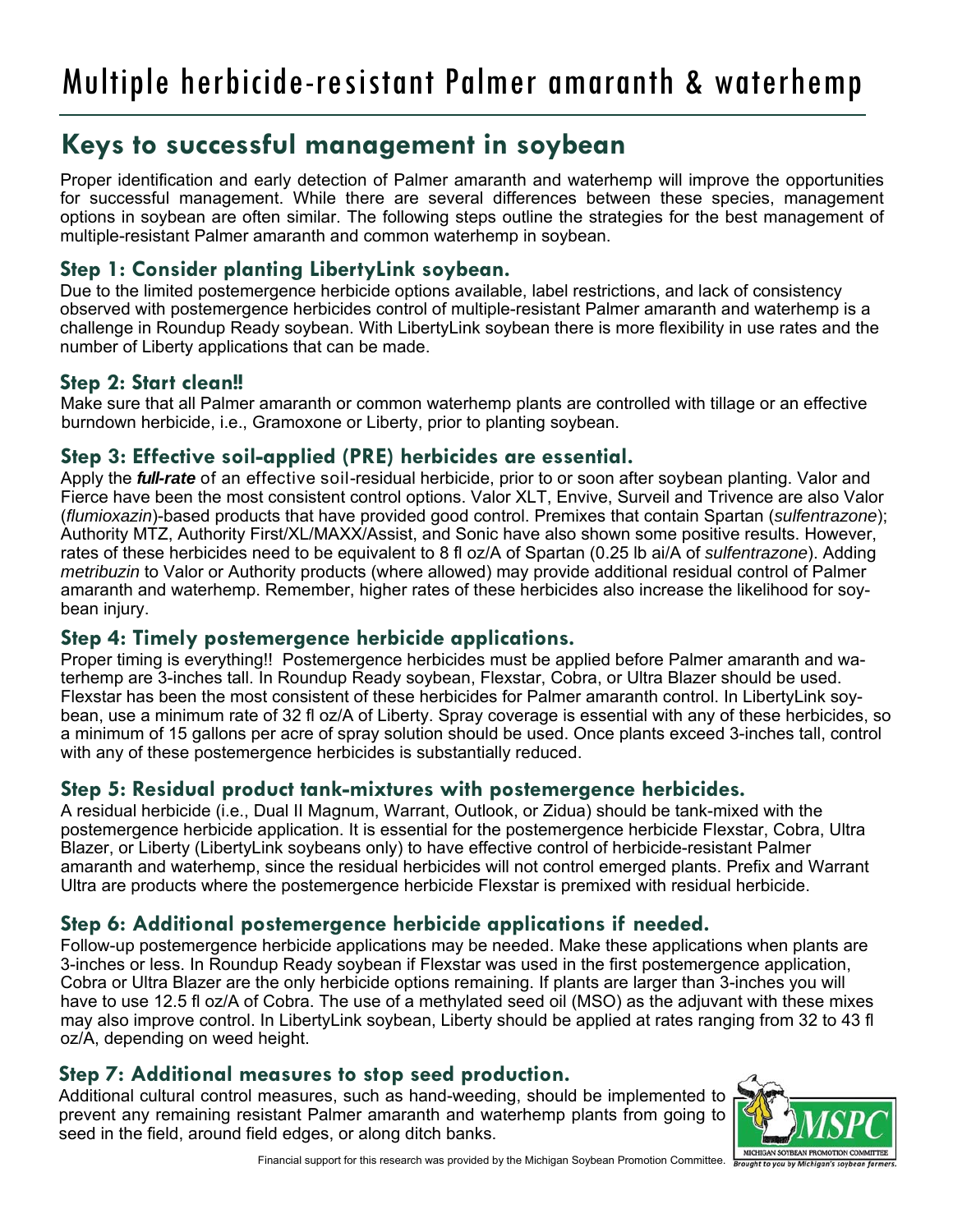# Multiple herbicide-resistant Palmer amaranth & waterhemp

## Keys to successful management in soybean

Proper identification and early detection of Palmer amaranth and waterhemp will improve the opportunities for successful management. While there are several differences between these species, management options in soybean are often similar. The following steps outline the strategies for the best management of multiple-resistant Palmer amaranth and common waterhemp in soybean.

### Step 1: Consider planting LibertyLink soybean.

Due to the limited postemergence herbicide options available, label restrictions, and lack of consistency observed with postemergence herbicides control of multiple-resistant Palmer amaranth and waterhemp is a challenge in Roundup Ready soybean. With LibertyLink soybean there is more flexibility in use rates and the number of Liberty applications that can be made.

### Step 2: Start clean!!

Make sure that all Palmer amaranth or common waterhemp plants are controlled with tillage or an effective burndown herbicide, i.e., Gramoxone or Liberty, prior to planting soybean.

### Step 3: Effective soil-applied (PRE) herbicides are essential.

Apply the ***full-rate*** of an effective soil-residual herbicide, prior to or soon after soybean planting. Valor and Fierce have been the most consistent control options. Valor XLT, Envive, Surveil and Trivence are also Valor (*flumioxazin*)-based products that have provided good control. Premixes that contain Spartan (*sulfentrazone*); Authority MTZ, Authority First/XL/MAXX/Assist, and Sonic have also shown some positive results. However, rates of these herbicides need to be equivalent to 8 fl oz/A of Spartan (0.25 lb ai/A of *sulfentrazone*). Adding *metribuzin* to Valor or Authority products (where allowed) may provide additional residual control of Palmer amaranth and waterhemp. Remember, higher rates of these herbicides also increase the likelihood for soybean injury.

### Step 4: Timely postemergence herbicide applications.

Proper timing is everything!! Postemergence herbicides must be applied before Palmer amaranth and waterhemp are 3-inches tall. In Roundup Ready soybean, Flexstar, Cobra, or Ultra Blazer should be used. Flexstar has been the most consistent of these herbicides for Palmer amaranth control. In LibertyLink soybean, use a minimum rate of 32 fl oz/A of Liberty. Spray coverage is essential with any of these herbicides, so a minimum of 15 gallons per acre of spray solution should be used. Once plants exceed 3-inches tall, control with any of these postemergence herbicides is substantially reduced.

### Step 5: Residual product tank-mixtures with postemergence herbicides.

A residual herbicide (i.e., Dual II Magnum, Warrant, Outlook, or Zidua) should be tank-mixed with the postemergence herbicide application. It is essential for the postemergence herbicide Flexstar, Cobra, Ultra Blazer, or Liberty (LibertyLink soybeans only) to have effective control of herbicide-resistant Palmer amaranth and waterhemp, since the residual herbicides will not control emerged plants. Prefix and Warrant Ultra are products where the postemergence herbicide Flexstar is premixed with residual herbicide.

### Step 6: Additional postemergence herbicide applications if needed.

Follow-up postemergence herbicide applications may be needed. Make these applications when plants are 3-inches or less. In Roundup Ready soybean if Flexstar was used in the first postemergence application, Cobra or Ultra Blazer are the only herbicide options remaining. If plants are larger than 3-inches you will have to use 12.5 fl oz/A of Cobra. The use of a methylated seed oil (MSO) as the adjuvant with these mixes may also improve control. In LibertyLink soybean, Liberty should be applied at rates ranging from 32 to 43 fl oz/A, depending on weed height.

### Step 7: Additional measures to stop seed production.

Additional cultural control measures, such as hand-weeding, should be implemented to prevent any remaining resistant Palmer amaranth and waterhemp plants from going to seed in the field, around field edges, or along ditch banks.

Financial support for this research was provided by the Michigan Soybean Promotion Committee.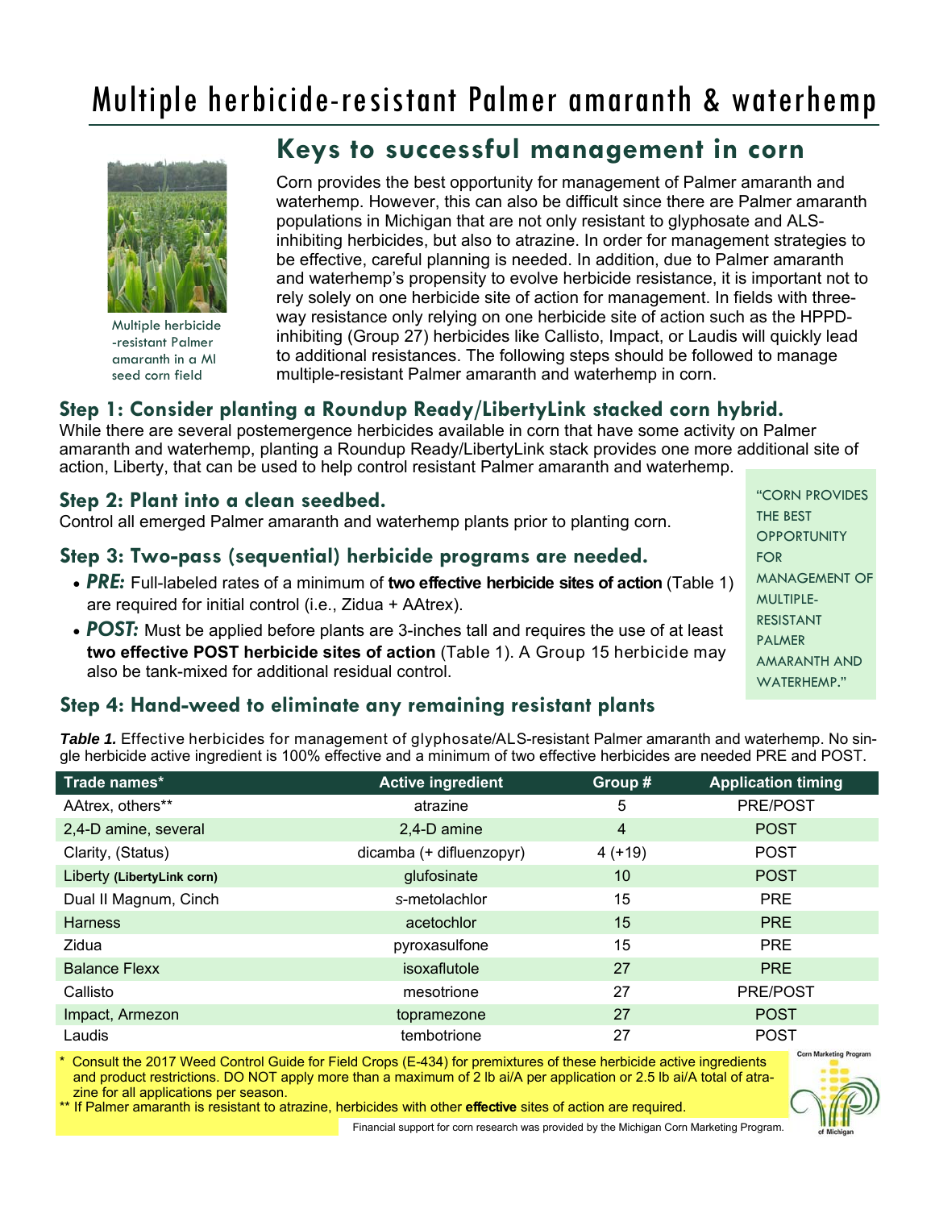# Multiple herbicide-resistant Palmer amaranth & waterhemp

Multiple herbicide -resistant Palmer amaranth in a MI seed corn field

## Keys to successful management in corn

Corn provides the best opportunity for management of Palmer amaranth and waterhemp. However, this can also be difficult since there are Palmer amaranth populations in Michigan that are not only resistant to glyphosate and ALS-inhibiting herbicides, but also to atrazine. In order for management strategies to be effective, careful planning is needed. In addition, due to Palmer amaranth and waterhemp's propensity to evolve herbicide resistance, it is important not to rely solely on one herbicide site of action for management. In fields with three-way resistance only relying on one herbicide site of action such as the HPPD-inhibiting (Group 27) herbicides like Callisto, Impact, or Laudis will quickly lead to additional resistances. The following steps should be followed to manage multiple-resistant Palmer amaranth and waterhemp in corn.

### Step 1: Consider planting a Roundup Ready/LibertyLink stacked corn hybrid.

While there are several postemergence herbicides available in corn that have some activity on Palmer amaranth and waterhemp, planting a Roundup Ready/LibertyLink stack provides one more additional site of action, Liberty, that can be used to help control resistant Palmer amaranth and waterhemp.

### Step 2: Plant into a clean seedbed.

Control all emerged Palmer amaranth and waterhemp plants prior to planting corn.

### Step 3: Two-pass (sequential) herbicide programs are needed.

- ***PRE:*** Full-labeled rates of a minimum of **two effective herbicide sites of action** (Table 1) are required for initial control (i.e., Zidua + AAtrex).
- ***POST:*** Must be applied before plants are 3-inches tall and requires the use of at least **two effective POST herbicide sites of action** (Table 1). A Group 15 herbicide may also be tank-mixed for additional residual control.

"CORN PROVIDES THE BEST OPPORTUNITY FOR MANAGEMENT OF MULTIPLE-RESISTANT PALMER AMARANTH AND WATERHEMP."

### Step 4: Hand-weed to eliminate any remaining resistant plants

***Table 1.*** Effective herbicides for management of glyphosate/ALS-resistant Palmer amaranth and waterhemp. No single herbicide active ingredient is 100% effective and a minimum of two effective herbicides are needed PRE and POST.

| Trade names* | Active ingredient | Group # | Application timing |
|---|---|---|---|
| AAtrex, others** | atrazine | 5 | PRE/POST |
| 2,4-D amine, several | 2,4-D amine | 4 | POST |
| Clarity, (Status) | dicamba (+ difluenzopyr) | 4 (+19) | POST |
| Liberty **(LibertyLink corn)** | glufosinate | 10 | POST |
| Dual II Magnum, Cinch | *s*-metolachlor | 15 | PRE |
| Harness | acetochlor | 15 | PRE |
| Zidua | pyroxasulfone | 15 | PRE |
| Balance Flexx | isoxaflutole | 27 | PRE |
| Callisto | mesotrione | 27 | PRE/POST |
| Impact, Armezon | topramezone | 27 | POST |
| Laudis | tembotrione | 27 | POST |

\* Consult the 2017 Weed Control Guide for Field Crops (E-434) for premixtures of these herbicide active ingredients and product restrictions. DO NOT apply more than a maximum of 2 lb ai/A per application or 2.5 lb ai/A total of atrazine for all applications per season.

\*\* If Palmer amaranth is resistant to atrazine, herbicides with other **effective** sites of action are required.

Financial support for corn research was provided by the Michigan Corn Marketing Program.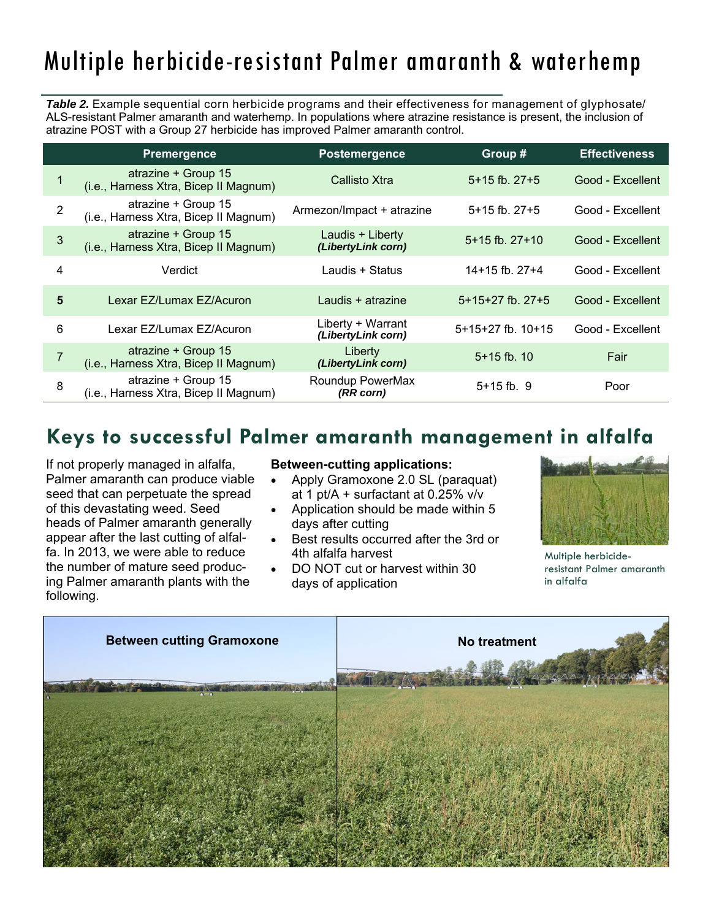# Multiple herbicide-resistant Palmer amaranth & waterhemp

***Table 2.*** Example sequential corn herbicide programs and their effectiveness for management of glyphosate/ALS-resistant Palmer amaranth and waterhemp. In populations where atrazine resistance is present, the inclusion of atrazine POST with a Group 27 herbicide has improved Palmer amaranth control.

| | Premergence | Postemergence | Group # | Effectiveness |
|---|---|---|---|---|
| 1 | atrazine + Group 15 (i.e., Harness Xtra, Bicep II Magnum) | Callisto Xtra | 5+15 fb. 27+5 | Good - Excellent |
| 2 | atrazine + Group 15 (i.e., Harness Xtra, Bicep II Magnum) | Armezon/Impact + atrazine | 5+15 fb. 27+5 | Good - Excellent |
| 3 | atrazine + Group 15 (i.e., Harness Xtra, Bicep II Magnum) | Laudis + Liberty ***(LibertyLink corn)*** | 5+15 fb. 27+10 | Good - Excellent |
| 4 | Verdict | Laudis + Status | 14+15 fb. 27+4 | Good - Excellent |
| **5** | Lexar EZ/Lumax EZ/Acuron | Laudis + atrazine | 5+15+27 fb. 27+5 | Good - Excellent |
| 6 | Lexar EZ/Lumax EZ/Acuron | Liberty + Warrant ***(LibertyLink corn)*** | 5+15+27 fb. 10+15 | Good - Excellent |
| 7 | atrazine + Group 15 (i.e., Harness Xtra, Bicep II Magnum) | Liberty ***(LibertyLink corn)*** | 5+15 fb. 10 | Fair |
| 8 | atrazine + Group 15 (i.e., Harness Xtra, Bicep II Magnum) | Roundup PowerMax ***(RR corn)*** | 5+15 fb. 9 | Poor |

## Keys to successful Palmer amaranth management in alfalfa

If not properly managed in alfalfa, Palmer amaranth can produce viable seed that can perpetuate the spread of this devastating weed. Seed heads of Palmer amaranth generally appear after the last cutting of alfalfa. In 2013, we were able to reduce the number of mature seed producing Palmer amaranth plants with the following.

**Between-cutting applications:**

- Apply Gramoxone 2.0 SL (paraquat) at 1 pt/A + surfactant at 0.25% v/v
- Application should be made within 5 days after cutting
- Best results occurred after the 3rd or 4th alfalfa harvest
- DO NOT cut or harvest within 30 days of application

Multiple herbicide-resistant Palmer amaranth in alfalfa

**Between cutting Gramoxone**

**No treatment**